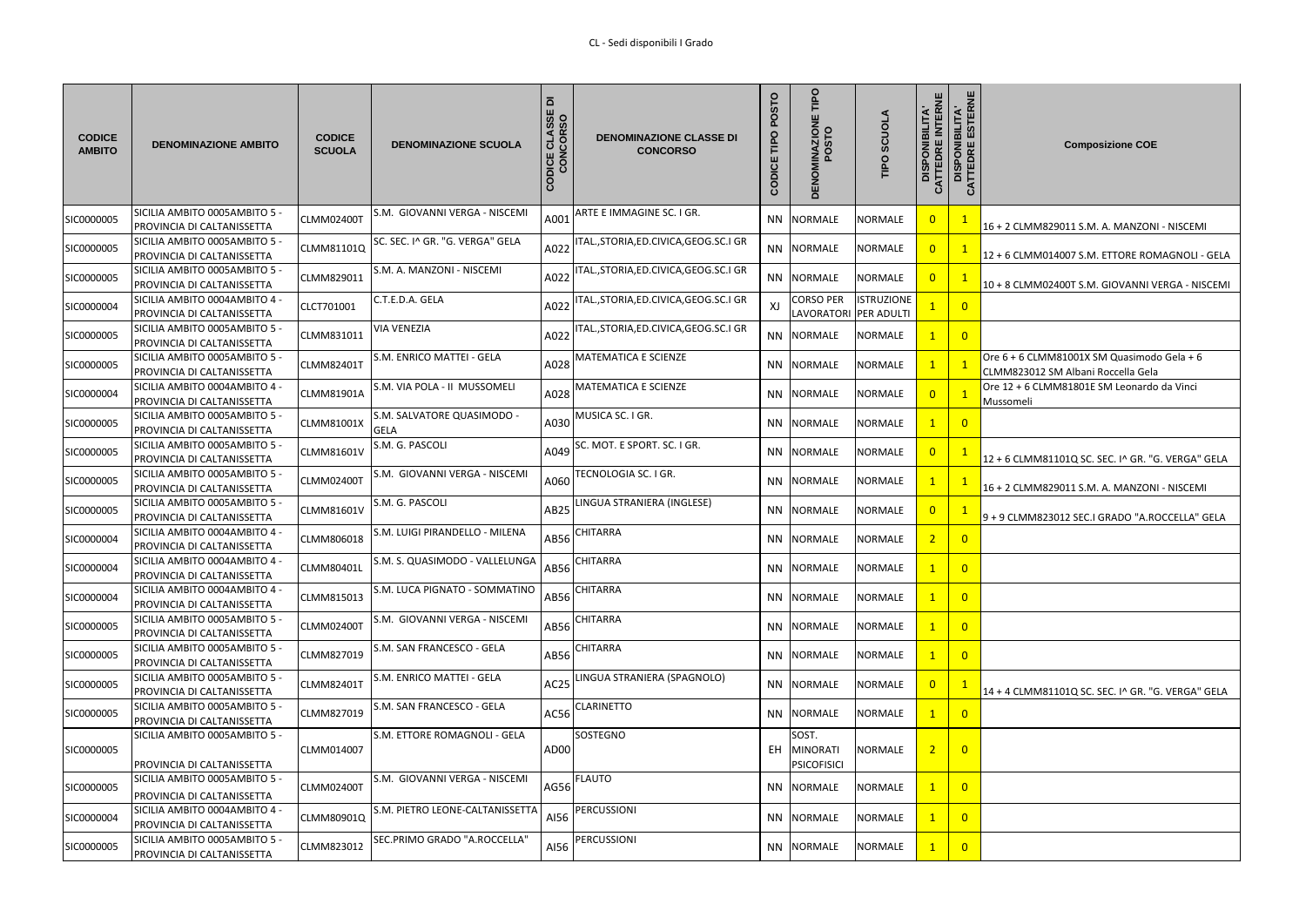# CL - Sedi disponibili I Grado

| CODICE AMBITO | DENOMINAZIONE AMBITO | CODICE SCUOLA | DENOMINAZIONE SCUOLA | CODICE CLASSE DI CONCORSO | DENOMINAZIONE CLASSE DI CONCORSO | CODICE TIPO POSTO | DENOMINAZIONE TIPO POSTO | TIPO SCUOLA | DISPONIBILITA' CATTEDRE INTERNE | DISPONIBILITA' CATTEDRE ESTERNE | Composizione COE |
|---|---|---|---|---|---|---|---|---|---|---|---|
| SIC0000005 | SICILIA AMBITO 0005AMBITO 5 - PROVINCIA DI CALTANISSETTA | CLMM02400T | S.M. GIOVANNI VERGA - NISCEMI | A001 | ARTE E IMMAGINE SC. I GR. | NN | NORMALE | NORMALE | 0 | 1 | 16 + 2 CLMM829011 S.M. A. MANZONI - NISCEMI |
| SIC0000005 | SICILIA AMBITO 0005AMBITO 5 - PROVINCIA DI CALTANISSETTA | CLMM81101Q | SC. SEC. I^ GR. "G. VERGA" GELA | A022 | ITAL.,STORIA,ED.CIVICA,GEOG.SC.I GR | NN | NORMALE | NORMALE | 0 | 1 | 12 + 6 CLMM014007 S.M. ETTORE ROMAGNOLI - GELA |
| SIC0000005 | SICILIA AMBITO 0005AMBITO 5 - PROVINCIA DI CALTANISSETTA | CLMM829011 | S.M. A. MANZONI - NISCEMI | A022 | ITAL.,STORIA,ED.CIVICA,GEOG.SC.I GR | NN | NORMALE | NORMALE | 0 | 1 | 10 + 8 CLMM02400T S.M. GIOVANNI VERGA - NISCEMI |
| SIC0000004 | SICILIA AMBITO 0004AMBITO 4 - PROVINCIA DI CALTANISSETTA | CLCT701001 | C.T.E.D.A. GELA | A022 | ITAL.,STORIA,ED.CIVICA,GEOG.SC.I GR | XJ | CORSO PER LAVORATORI | ISTRUZIONE PER ADULTI | 1 | 0 | |
| SIC0000005 | SICILIA AMBITO 0005AMBITO 5 - PROVINCIA DI CALTANISSETTA | CLMM831011 | VIA VENEZIA | A022 | ITAL.,STORIA,ED.CIVICA,GEOG.SC.I GR | NN | NORMALE | NORMALE | 1 | 0 | |
| SIC0000005 | SICILIA AMBITO 0005AMBITO 5 - PROVINCIA DI CALTANISSETTA | CLMM82401T | S.M. ENRICO MATTEI - GELA | A028 | MATEMATICA E SCIENZE | NN | NORMALE | NORMALE | 1 | 1 | Ore 6 + 6 CLMM81001X SM Quasimodo Gela + 6 CLMM823012 SM Albani Roccella Gela |
| SIC0000004 | SICILIA AMBITO 0004AMBITO 4 - PROVINCIA DI CALTANISSETTA | CLMM81901A | S.M. VIA POLA - II MUSSOMELI | A028 | MATEMATICA E SCIENZE | NN | NORMALE | NORMALE | 0 | 1 | Ore 12 + 6 CLMM81801E SM Leonardo da Vinci Mussomeli |
| SIC0000005 | SICILIA AMBITO 0005AMBITO 5 - PROVINCIA DI CALTANISSETTA | CLMM81001X | S.M. SALVATORE QUASIMODO - GELA | A030 | MUSICA SC. I GR. | NN | NORMALE | NORMALE | 1 | 0 | |
| SIC0000005 | SICILIA AMBITO 0005AMBITO 5 - PROVINCIA DI CALTANISSETTA | CLMM81601V | S.M. G. PASCOLI | A049 | SC. MOT. E SPORT. SC. I GR. | NN | NORMALE | NORMALE | 0 | 1 | 12 + 6 CLMM81101Q SC. SEC. I^ GR. "G. VERGA" GELA |
| SIC0000005 | SICILIA AMBITO 0005AMBITO 5 - PROVINCIA DI CALTANISSETTA | CLMM02400T | S.M. GIOVANNI VERGA - NISCEMI | A060 | TECNOLOGIA SC. I GR. | NN | NORMALE | NORMALE | 1 | 1 | 16 + 2 CLMM829011 S.M. A. MANZONI - NISCEMI |
| SIC0000005 | SICILIA AMBITO 0005AMBITO 5 - PROVINCIA DI CALTANISSETTA | CLMM81601V | S.M. G. PASCOLI | AB25 | LINGUA STRANIERA (INGLESE) | NN | NORMALE | NORMALE | 0 | 1 | 9 + 9 CLMM823012 SEC.I GRADO "A.ROCCELLA" GELA |
| SIC0000004 | SICILIA AMBITO 0004AMBITO 4 - PROVINCIA DI CALTANISSETTA | CLMM806018 | S.M. LUIGI PIRANDELLO - MILENA | AB56 | CHITARRA | NN | NORMALE | NORMALE | 2 | 0 | |
| SIC0000004 | SICILIA AMBITO 0004AMBITO 4 - PROVINCIA DI CALTANISSETTA | CLMM80401L | S.M. S. QUASIMODO - VALLELUNGA | AB56 | CHITARRA | NN | NORMALE | NORMALE | 1 | 0 | |
| SIC0000004 | SICILIA AMBITO 0004AMBITO 4 - PROVINCIA DI CALTANISSETTA | CLMM815013 | S.M. LUCA PIGNATO - SOMMATINO | AB56 | CHITARRA | NN | NORMALE | NORMALE | 1 | 0 | |
| SIC0000005 | SICILIA AMBITO 0005AMBITO 5 - PROVINCIA DI CALTANISSETTA | CLMM02400T | S.M. GIOVANNI VERGA - NISCEMI | AB56 | CHITARRA | NN | NORMALE | NORMALE | 1 | 0 | |
| SIC0000005 | SICILIA AMBITO 0005AMBITO 5 - PROVINCIA DI CALTANISSETTA | CLMM827019 | S.M. SAN FRANCESCO - GELA | AB56 | CHITARRA | NN | NORMALE | NORMALE | 1 | 0 | |
| SIC0000005 | SICILIA AMBITO 0005AMBITO 5 - PROVINCIA DI CALTANISSETTA | CLMM82401T | S.M. ENRICO MATTEI - GELA | AC25 | LINGUA STRANIERA (SPAGNOLO) | NN | NORMALE | NORMALE | 0 | 1 | 14 + 4 CLMM81101Q SC. SEC. I^ GR. "G. VERGA" GELA |
| SIC0000005 | SICILIA AMBITO 0005AMBITO 5 - PROVINCIA DI CALTANISSETTA | CLMM827019 | S.M. SAN FRANCESCO - GELA | AC56 | CLARINETTO | NN | NORMALE | NORMALE | 1 | 0 | |
| SIC0000005 | SICILIA AMBITO 0005AMBITO 5 - PROVINCIA DI CALTANISSETTA | CLMM014007 | S.M. ETTORE ROMAGNOLI - GELA | AD00 | SOSTEGNO | EH | SOST. MINORATI PSICOFISICI | NORMALE | 2 | 0 | |
| SIC0000005 | SICILIA AMBITO 0005AMBITO 5 - PROVINCIA DI CALTANISSETTA | CLMM02400T | S.M. GIOVANNI VERGA - NISCEMI | AG56 | FLAUTO | NN | NORMALE | NORMALE | 1 | 0 | |
| SIC0000004 | SICILIA AMBITO 0004AMBITO 4 - PROVINCIA DI CALTANISSETTA | CLMM80901Q | S.M. PIETRO LEONE-CALTANISSETTA | AI56 | PERCUSSIONI | NN | NORMALE | NORMALE | 1 | 0 | |
| SIC0000005 | SICILIA AMBITO 0005AMBITO 5 - PROVINCIA DI CALTANISSETTA | CLMM823012 | SEC.PRIMO GRADO "A.ROCCELLA" | AI56 | PERCUSSIONI | NN | NORMALE | NORMALE | 1 | 0 | |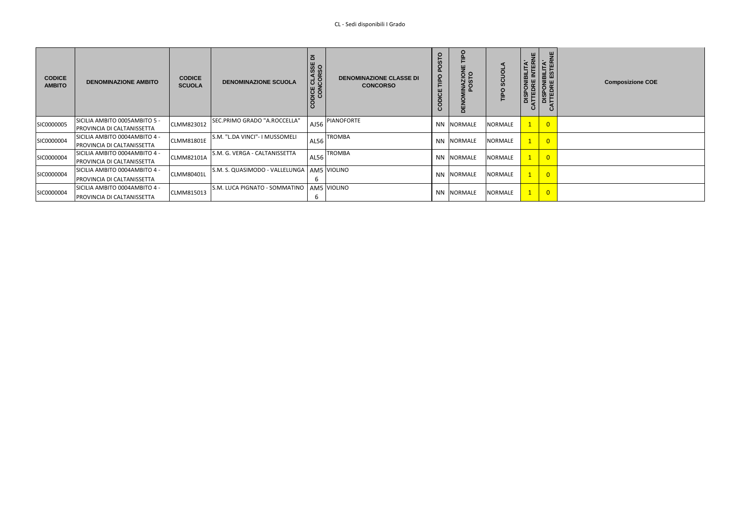CL - Sedi disponibili I Grado

| CODICE AMBITO | DENOMINAZIONE AMBITO | CODICE SCUOLA | DENOMINAZIONE SCUOLA | CODICE CLASSE DI CONCORSO | DENOMINAZIONE CLASSE DI CONCORSO | CODICE TIPO POSTO | DENOMINAZIONE TIPO POSTO | TIPO SCUOLA | DISPONIBILITA' CATTEDRE INTERNE | DISPONIBILITA' CATTEDRE ESTERNE | Composizione COE |
|---|---|---|---|---|---|---|---|---|---|---|---|
| SIC0000005 | SICILIA AMBITO 0005AMBITO 5 - PROVINCIA DI CALTANISSETTA | CLMM823012 | SEC.PRIMO GRADO "A.ROCCELLA" | AJ56 | PIANOFORTE | NN | NORMALE | NORMALE | 1 | 0 | |
| SIC0000004 | SICILIA AMBITO 0004AMBITO 4 - PROVINCIA DI CALTANISSETTA | CLMM81801E | S.M. "L.DA VINCI"- I MUSSOMELI | AL56 | TROMBA | NN | NORMALE | NORMALE | 1 | 0 | |
| SIC0000004 | SICILIA AMBITO 0004AMBITO 4 - PROVINCIA DI CALTANISSETTA | CLMM82101A | S.M. G. VERGA - CALTANISSETTA | AL56 | TROMBA | NN | NORMALE | NORMALE | 1 | 0 | |
| SIC0000004 | SICILIA AMBITO 0004AMBITO 4 - PROVINCIA DI CALTANISSETTA | CLMM80401L | S.M. S. QUASIMODO - VALLELUNGA | AM56 | VIOLINO | NN | NORMALE | NORMALE | 1 | 0 | |
| SIC0000004 | SICILIA AMBITO 0004AMBITO 4 - PROVINCIA DI CALTANISSETTA | CLMM815013 | S.M. LUCA PIGNATO - SOMMATINO | AM56 | VIOLINO | NN | NORMALE | NORMALE | 1 | 0 | |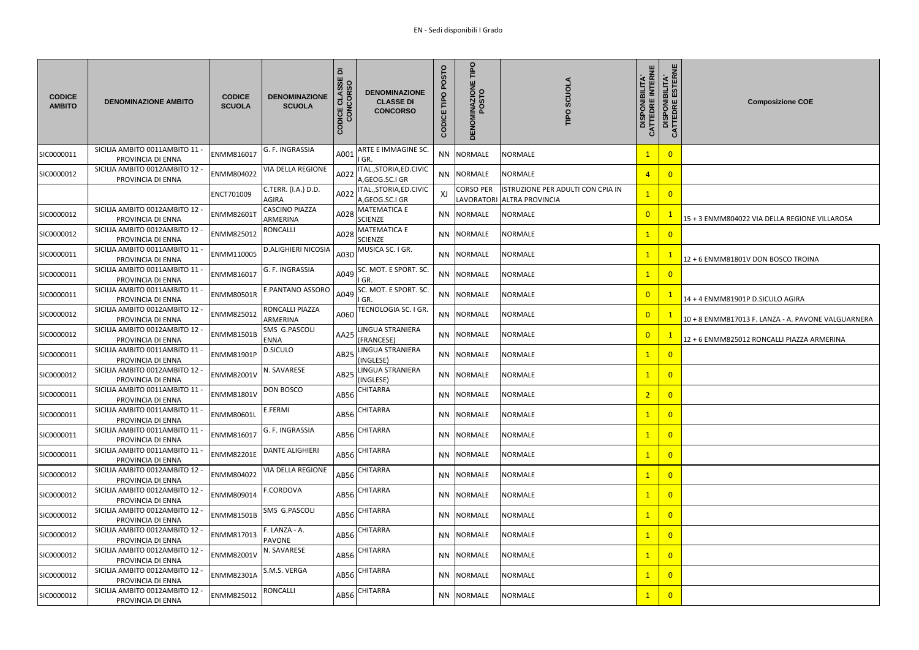EN - Sedi disponibili I Grado

| CODICE AMBITO | DENOMINAZIONE AMBITO | CODICE SCUOLA | DENOMINAZIONE SCUOLA | CODICE CLASSE DI CONCORSO | DENOMINAZIONE CLASSE DI CONCORSO | CODICE TIPO POSTO | DENOMINAZIONE TIPO POSTO | TIPO SCUOLA | DISPONIBILITA' CATTEDRE INTERNE | DISPONIBILITA' CATTEDRE ESTERNE | Composizione COE |
|---|---|---|---|---|---|---|---|---|---|---|---|
| SIC0000011 | SICILIA AMBITO 0011AMBITO 11 - PROVINCIA DI ENNA | ENMM816017 | G. F. INGRASSIA | A001 | ARTE E IMMAGINE SC. I GR. | NN | NORMALE | NORMALE | 1 | 0 | |
| SIC0000012 | SICILIA AMBITO 0012AMBITO 12 - PROVINCIA DI ENNA | ENMM804022 | VIA DELLA REGIONE | A022 | ITAL.,STORIA,ED.CIVICA,GEOG.SC.I GR | NN | NORMALE | NORMALE | 4 | 0 | |
| | | ENCT701009 | C.TERR. (I.A.) D.D. AGIRA | A022 | ITAL.,STORIA,ED.CIVICA,GEOG.SC.I GR | XJ | CORSO PER LAVORATORI | ISTRUZIONE PER ADULTI CON CPIA IN ALTRA PROVINCIA | 1 | 0 | |
| SIC0000012 | SICILIA AMBITO 0012AMBITO 12 - PROVINCIA DI ENNA | ENMM82601T | CASCINO PIAZZA ARMERINA | A028 | MATEMATICA E SCIENZE | NN | NORMALE | NORMALE | 0 | 1 | 15 + 3 ENMM804022 VIA DELLA REGIONE VILLAROSA |
| SIC0000012 | SICILIA AMBITO 0012AMBITO 12 - PROVINCIA DI ENNA | ENMM825012 | RONCALLI | A028 | MATEMATICA E SCIENZE | NN | NORMALE | NORMALE | 1 | 0 | |
| SIC0000011 | SICILIA AMBITO 0011AMBITO 11 - PROVINCIA DI ENNA | ENMM110005 | D.ALIGHIERI NICOSIA | A030 | MUSICA SC. I GR. | NN | NORMALE | NORMALE | 1 | 1 | 12 + 6 ENMM81801V DON BOSCO TROINA |
| SIC0000011 | SICILIA AMBITO 0011AMBITO 11 - PROVINCIA DI ENNA | ENMM816017 | G. F. INGRASSIA | A049 | SC. MOT. E SPORT. SC. I GR. | NN | NORMALE | NORMALE | 1 | 0 | |
| SIC0000011 | SICILIA AMBITO 0011AMBITO 11 - PROVINCIA DI ENNA | ENMM80501R | E.PANTANO ASSORO | A049 | SC. MOT. E SPORT. SC. I GR. | NN | NORMALE | NORMALE | 0 | 1 | 14 + 4 ENMM81901P D.SICULO AGIRA |
| SIC0000012 | SICILIA AMBITO 0012AMBITO 12 - PROVINCIA DI ENNA | ENMM825012 | RONCALLI PIAZZA ARMERINA | A060 | TECNOLOGIA SC. I GR. | NN | NORMALE | NORMALE | 0 | 1 | 10 + 8 ENMM817013 F. LANZA - A. PAVONE VALGUARNERA |
| SIC0000012 | SICILIA AMBITO 0012AMBITO 12 - PROVINCIA DI ENNA | ENMM81501B | SMS G.PASCOLI ENNA | AA25 | LINGUA STRANIERA (FRANCESE) | NN | NORMALE | NORMALE | 0 | 1 | 12 + 6 ENMM825012 RONCALLI PIAZZA ARMERINA |
| SIC0000011 | SICILIA AMBITO 0011AMBITO 11 - PROVINCIA DI ENNA | ENMM81901P | D.SICULO | AB25 | LINGUA STRANIERA (INGLESE) | NN | NORMALE | NORMALE | 1 | 0 | |
| SIC0000012 | SICILIA AMBITO 0012AMBITO 12 - PROVINCIA DI ENNA | ENMM82001V | N. SAVARESE | AB25 | LINGUA STRANIERA (INGLESE) | NN | NORMALE | NORMALE | 1 | 0 | |
| SIC0000011 | SICILIA AMBITO 0011AMBITO 11 - PROVINCIA DI ENNA | ENMM81801V | DON BOSCO | AB56 | CHITARRA | NN | NORMALE | NORMALE | 2 | 0 | |
| SIC0000011 | SICILIA AMBITO 0011AMBITO 11 - PROVINCIA DI ENNA | ENMM80601L | E.FERMI | AB56 | CHITARRA | NN | NORMALE | NORMALE | 1 | 0 | |
| SIC0000011 | SICILIA AMBITO 0011AMBITO 11 - PROVINCIA DI ENNA | ENMM816017 | G. F. INGRASSIA | AB56 | CHITARRA | NN | NORMALE | NORMALE | 1 | 0 | |
| SIC0000011 | SICILIA AMBITO 0011AMBITO 11 - PROVINCIA DI ENNA | ENMM82201E | DANTE ALIGHIERI | AB56 | CHITARRA | NN | NORMALE | NORMALE | 1 | 0 | |
| SIC0000012 | SICILIA AMBITO 0012AMBITO 12 - PROVINCIA DI ENNA | ENMM804022 | VIA DELLA REGIONE | AB56 | CHITARRA | NN | NORMALE | NORMALE | 1 | 0 | |
| SIC0000012 | SICILIA AMBITO 0012AMBITO 12 - PROVINCIA DI ENNA | ENMM809014 | F.CORDOVA | AB56 | CHITARRA | NN | NORMALE | NORMALE | 1 | 0 | |
| SIC0000012 | SICILIA AMBITO 0012AMBITO 12 - PROVINCIA DI ENNA | ENMM81501B | SMS G.PASCOLI | AB56 | CHITARRA | NN | NORMALE | NORMALE | 1 | 0 | |
| SIC0000012 | SICILIA AMBITO 0012AMBITO 12 - PROVINCIA DI ENNA | ENMM817013 | F. LANZA - A. PAVONE | AB56 | CHITARRA | NN | NORMALE | NORMALE | 1 | 0 | |
| SIC0000012 | SICILIA AMBITO 0012AMBITO 12 - PROVINCIA DI ENNA | ENMM82001V | N. SAVARESE | AB56 | CHITARRA | NN | NORMALE | NORMALE | 1 | 0 | |
| SIC0000012 | SICILIA AMBITO 0012AMBITO 12 - PROVINCIA DI ENNA | ENMM82301A | S.M.S. VERGA | AB56 | CHITARRA | NN | NORMALE | NORMALE | 1 | 0 | |
| SIC0000012 | SICILIA AMBITO 0012AMBITO 12 - PROVINCIA DI ENNA | ENMM825012 | RONCALLI | AB56 | CHITARRA | NN | NORMALE | NORMALE | 1 | 0 | |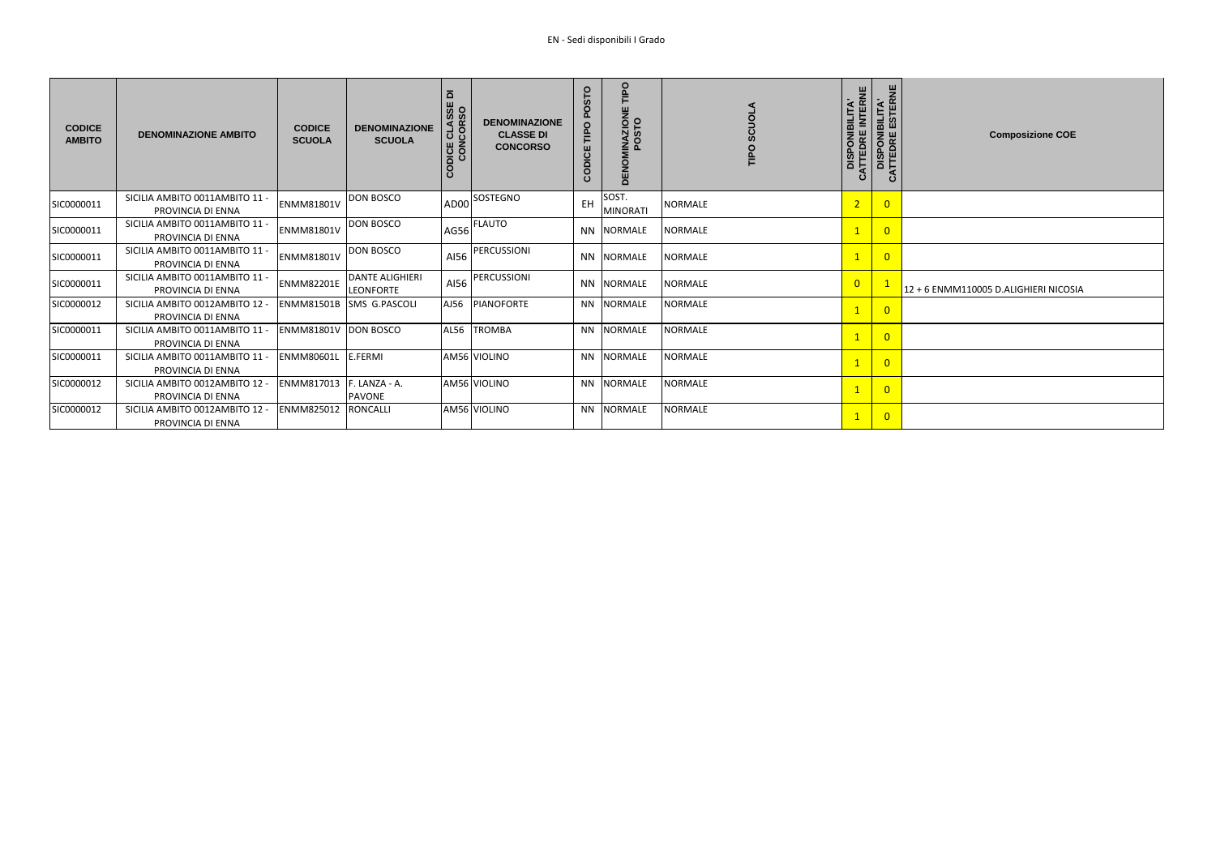EN - Sedi disponibili I Grado

| CODICE AMBITO | DENOMINAZIONE AMBITO | CODICE SCUOLA | DENOMINAZIONE SCUOLA | CODICE CLASSE DI CONCORSO | DENOMINAZIONE CLASSE DI CONCORSO | CODICE TIPO POSTO | DENOMINAZIONE TIPO POSTO | TIPO SCUOLA | DISPONIBILITA' CATTEDRE INTERNE | DISPONIBILITA' CATTEDRE ESTERNE | Composizione COE |
| --- | --- | --- | --- | --- | --- | --- | --- | --- | --- | --- | --- |
| SIC0000011 | SICILIA AMBITO 0011AMBITO 11 - PROVINCIA DI ENNA | ENMM81801V | DON BOSCO | AD00 | SOSTEGNO | EH | SOST. MINORATI | NORMALE | 2 | 0 | |
| SIC0000011 | SICILIA AMBITO 0011AMBITO 11 - PROVINCIA DI ENNA | ENMM81801V | DON BOSCO | AG56 | FLAUTO | NN | NORMALE | NORMALE | 1 | 0 | |
| SIC0000011 | SICILIA AMBITO 0011AMBITO 11 - PROVINCIA DI ENNA | ENMM81801V | DON BOSCO | AI56 | PERCUSSIONI | NN | NORMALE | NORMALE | 1 | 0 | |
| SIC0000011 | SICILIA AMBITO 0011AMBITO 11 - PROVINCIA DI ENNA | ENMM82201E | DANTE ALIGHIERI LEONFORTE | AI56 | PERCUSSIONI | NN | NORMALE | NORMALE | 0 | 1 | 12 + 6 ENMM110005 D.ALIGHIERI NICOSIA |
| SIC0000012 | SICILIA AMBITO 0012AMBITO 12 - PROVINCIA DI ENNA | ENMM81501B | SMS G.PASCOLI | AJ56 | PIANOFORTE | NN | NORMALE | NORMALE | 1 | 0 | |
| SIC0000011 | SICILIA AMBITO 0011AMBITO 11 - PROVINCIA DI ENNA | ENMM81801V | DON BOSCO | AL56 | TROMBA | NN | NORMALE | NORMALE | 1 | 0 | |
| SIC0000011 | SICILIA AMBITO 0011AMBITO 11 - PROVINCIA DI ENNA | ENMM80601L | E.FERMI | AM56 | VIOLINO | NN | NORMALE | NORMALE | 1 | 0 | |
| SIC0000012 | SICILIA AMBITO 0012AMBITO 12 - PROVINCIA DI ENNA | ENMM817013 | F. LANZA - A. PAVONE | AM56 | VIOLINO | NN | NORMALE | NORMALE | 1 | 0 | |
| SIC0000012 | SICILIA AMBITO 0012AMBITO 12 - PROVINCIA DI ENNA | ENMM825012 | RONCALLI | AM56 | VIOLINO | NN | NORMALE | NORMALE | 1 | 0 | |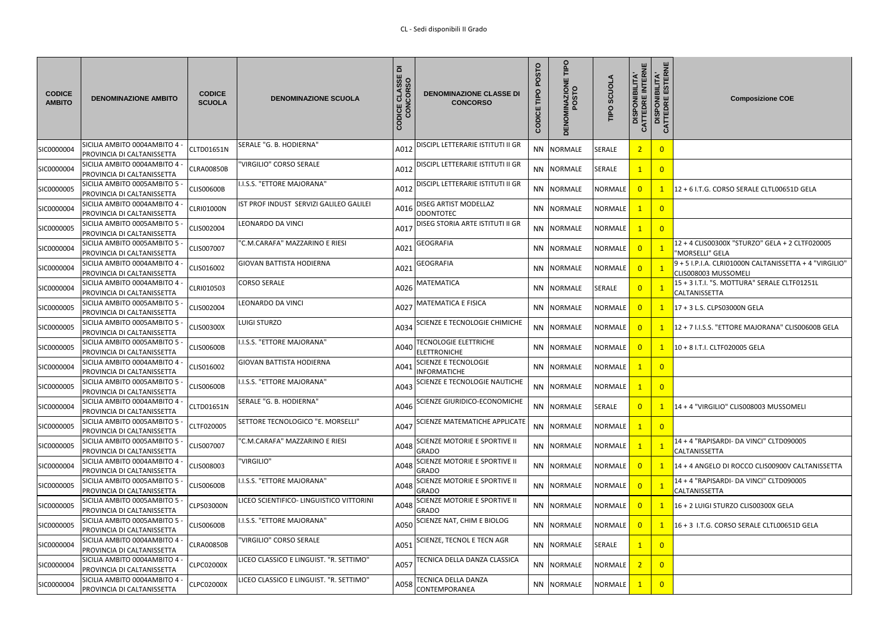CL - Sedi disponibili II Grado

| CODICE AMBITO | DENOMINAZIONE AMBITO | CODICE SCUOLA | DENOMINAZIONE SCUOLA | CODICE CLASSE DI CONCORSO | DENOMINAZIONE CLASSE DI CONCORSO | CODICE TIPO POSTO | DENOMINAZIONE TIPO POSTO | TIPO SCUOLA | DISPONIBILITA' CATTEDRE INTERNE | DISPONIBILITA' CATTEDRE ESTERNE | Composizione COE |
|---|---|---|---|---|---|---|---|---|---|---|---|
| SIC0000004 | SICILIA AMBITO 0004AMBITO 4 - PROVINCIA DI CALTANISSETTA | CLTD01651N | SERALE "G. B. HODIERNA" | A012 | DISCIPL LETTERARIE ISTITUTI II GR | NN | NORMALE | SERALE | 2 | 0 | |
| SIC0000004 | SICILIA AMBITO 0004AMBITO 4 - PROVINCIA DI CALTANISSETTA | CLRA00850B | "VIRGILIO" CORSO SERALE | A012 | DISCIPL LETTERARIE ISTITUTI II GR | NN | NORMALE | SERALE | 1 | 0 | |
| SIC0000005 | SICILIA AMBITO 0005AMBITO 5 - PROVINCIA DI CALTANISSETTA | CLIS00600B | I.I.S.S. "ETTORE MAJORANA" | A012 | DISCIPL LETTERARIE ISTITUTI II GR | NN | NORMALE | NORMALE | 0 | 1 | 12 + 6 I.T.G. CORSO SERALE CLTL00651D GELA |
| SIC0000004 | SICILIA AMBITO 0004AMBITO 4 - PROVINCIA DI CALTANISSETTA | CLRI01000N | IST PROF INDUST SERVIZI GALILEO GALILEI | A016 | DISEG ARTIST MODELLAZ ODONTOTEC | NN | NORMALE | NORMALE | 1 | 0 | |
| SIC0000005 | SICILIA AMBITO 0005AMBITO 5 - PROVINCIA DI CALTANISSETTA | CLIS002004 | LEONARDO DA VINCI | A017 | DISEG STORIA ARTE ISTITUTI II GR | NN | NORMALE | NORMALE | 1 | 0 | |
| SIC0000004 | SICILIA AMBITO 0005AMBITO 5 - PROVINCIA DI CALTANISSETTA | CLIS007007 | "C.M.CARAFA" MAZZARINO E RIESI | A021 | GEOGRAFIA | NN | NORMALE | NORMALE | 0 | 1 | 12 + 4 CLIS00300X "STURZO" GELA + 2 CLTF020005 "MORSELLI" GELA |
| SIC0000004 | SICILIA AMBITO 0004AMBITO 4 - PROVINCIA DI CALTANISSETTA | CLIS016002 | GIOVAN BATTISTA HODIERNA | A021 | GEOGRAFIA | NN | NORMALE | NORMALE | 0 | 1 | 9 + 5 I.P.I.A. CLRI01000N CALTANISSETTA + 4 "VIRGILIO" CLIS008003 MUSSOMELI |
| SIC0000004 | SICILIA AMBITO 0004AMBITO 4 - PROVINCIA DI CALTANISSETTA | CLRI010503 | CORSO SERALE | A026 | MATEMATICA | NN | NORMALE | SERALE | 0 | 1 | 15 + 3 I.T.I. "S. MOTTURA" SERALE CLTF01251L CALTANISSETTA |
| SIC0000005 | SICILIA AMBITO 0005AMBITO 5 - PROVINCIA DI CALTANISSETTA | CLIS002004 | LEONARDO DA VINCI | A027 | MATEMATICA E FISICA | NN | NORMALE | NORMALE | 0 | 1 | 17 + 3 L.S. CLPS03000N GELA |
| SIC0000005 | SICILIA AMBITO 0005AMBITO 5 - PROVINCIA DI CALTANISSETTA | CLIS00300X | LUIGI STURZO | A034 | SCIENZE E TECNOLOGIE CHIMICHE | NN | NORMALE | NORMALE | 0 | 1 | 12 + 7 I.I.S.S. "ETTORE MAJORANA" CLIS00600B GELA |
| SIC0000005 | SICILIA AMBITO 0005AMBITO 5 - PROVINCIA DI CALTANISSETTA | CLIS00600B | I.I.S.S. "ETTORE MAJORANA" | A040 | TECNOLOGIE ELETTRICHE ELETTRONICHE | NN | NORMALE | NORMALE | 0 | 1 | 10 + 8 I.T.I. CLTF020005 GELA |
| SIC0000004 | SICILIA AMBITO 0004AMBITO 4 - PROVINCIA DI CALTANISSETTA | CLIS016002 | GIOVAN BATTISTA HODIERNA | A041 | SCIENZE E TECNOLOGIE INFORMATICHE | NN | NORMALE | NORMALE | 1 | 0 | |
| SIC0000005 | SICILIA AMBITO 0005AMBITO 5 - PROVINCIA DI CALTANISSETTA | CLIS00600B | I.I.S.S. "ETTORE MAJORANA" | A043 | SCIENZE E TECNOLOGIE NAUTICHE | NN | NORMALE | NORMALE | 1 | 0 | |
| SIC0000004 | SICILIA AMBITO 0004AMBITO 4 - PROVINCIA DI CALTANISSETTA | CLTD01651N | SERALE "G. B. HODIERNA" | A046 | SCIENZE GIURIDICO-ECONOMICHE | NN | NORMALE | SERALE | 0 | 1 | 14 + 4 "VIRGILIO" CLIS008003 MUSSOMELI |
| SIC0000005 | SICILIA AMBITO 0005AMBITO 5 - PROVINCIA DI CALTANISSETTA | CLTF020005 | SETTORE TECNOLOGICO "E. MORSELLI" | A047 | SCIENZE MATEMATICHE APPLICATE | NN | NORMALE | NORMALE | 1 | 0 | |
| SIC0000005 | SICILIA AMBITO 0005AMBITO 5 - PROVINCIA DI CALTANISSETTA | CLIS007007 | "C.M.CARAFA" MAZZARINO E RIESI | A048 | SCIENZE MOTORIE E SPORTIVE II GRADO | NN | NORMALE | NORMALE | 1 | 1 | 14 + 4 "RAPISARDI- DA VINCI" CLTD090005 CALTANISSETTA |
| SIC0000004 | SICILIA AMBITO 0004AMBITO 4 - PROVINCIA DI CALTANISSETTA | CLIS008003 | "VIRGILIO" | A048 | SCIENZE MOTORIE E SPORTIVE II GRADO | NN | NORMALE | NORMALE | 0 | 1 | 14 + 4 ANGELO DI ROCCO CLIS00900V CALTANISSETTA |
| SIC0000005 | SICILIA AMBITO 0005AMBITO 5 - PROVINCIA DI CALTANISSETTA | CLIS00600B | I.I.S.S. "ETTORE MAJORANA" | A048 | SCIENZE MOTORIE E SPORTIVE II GRADO | NN | NORMALE | NORMALE | 0 | 1 | 14 + 4 "RAPISARDI- DA VINCI" CLTD090005 CALTANISSETTA |
| SIC0000005 | SICILIA AMBITO 0005AMBITO 5 - PROVINCIA DI CALTANISSETTA | CLPS03000N | LICEO SCIENTIFICO- LINGUISTICO VITTORINI | A048 | SCIENZE MOTORIE E SPORTIVE II GRADO | NN | NORMALE | NORMALE | 0 | 1 | 16 + 2 LUIGI STURZO CLIS00300X GELA |
| SIC0000005 | SICILIA AMBITO 0005AMBITO 5 - PROVINCIA DI CALTANISSETTA | CLIS00600B | I.I.S.S. "ETTORE MAJORANA" | A050 | SCIENZE NAT, CHIM E BIOLOG | NN | NORMALE | NORMALE | 0 | 1 | 16 + 3 I.T.G. CORSO SERALE CLTL00651D GELA |
| SIC0000004 | SICILIA AMBITO 0004AMBITO 4 - PROVINCIA DI CALTANISSETTA | CLRA00850B | "VIRGILIO" CORSO SERALE | A051 | SCIENZE, TECNOL E TECN AGR | NN | NORMALE | SERALE | 1 | 0 | |
| SIC0000004 | SICILIA AMBITO 0004AMBITO 4 - PROVINCIA DI CALTANISSETTA | CLPC02000X | LICEO CLASSICO E LINGUIST. "R. SETTIMO" | A057 | TECNICA DELLA DANZA CLASSICA | NN | NORMALE | NORMALE | 2 | 0 | |
| SIC0000004 | SICILIA AMBITO 0004AMBITO 4 - PROVINCIA DI CALTANISSETTA | CLPC02000X | LICEO CLASSICO E LINGUIST. "R. SETTIMO" | A058 | TECNICA DELLA DANZA CONTEMPORANEA | NN | NORMALE | NORMALE | 1 | 0 | |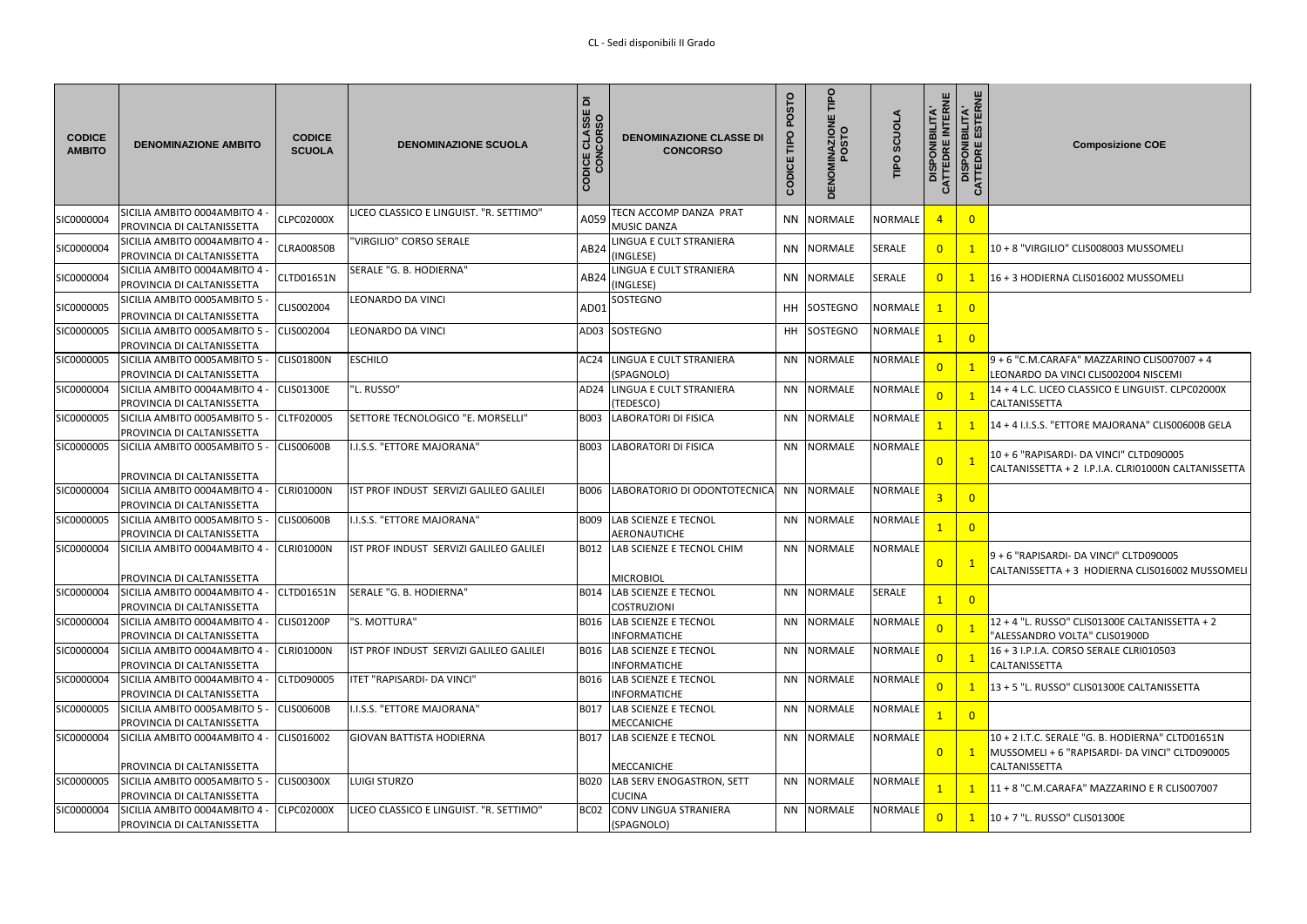| CODICE AMBITO | DENOMINAZIONE AMBITO | CODICE SCUOLA | DENOMINAZIONE SCUOLA | CODICE CLASSE DI CONCORSO | DENOMINAZIONE CLASSE DI CONCORSO | CODICE TIPO POSTO | DENOMINAZIONE TIPO POSTO | TIPO SCUOLA | DISPONIBILITA' CATTEDRE INTERNE | DISPONIBILITA' CATTEDRE ESTERNE | Composizione COE |
|---|---|---|---|---|---|---|---|---|---|---|---|
| SIC0000004 | SICILIA AMBITO 0004AMBITO 4 - PROVINCIA DI CALTANISSETTA | CLPC02000X | LICEO CLASSICO E LINGUIST. "R. SETTIMO" | A059 | TECN ACCOMP DANZA PRAT MUSIC DANZA | NN | NORMALE | NORMALE | 4 | 0 | |
| SIC0000004 | SICILIA AMBITO 0004AMBITO 4 - PROVINCIA DI CALTANISSETTA | CLRA00850B | "VIRGILIO" CORSO SERALE | AB24 | LINGUA E CULT STRANIERA (INGLESE) | NN | NORMALE | SERALE | 0 | 1 | 10 + 8 "VIRGILIO" CLIS008003 MUSSOMELI |
| SIC0000004 | SICILIA AMBITO 0004AMBITO 4 - PROVINCIA DI CALTANISSETTA | CLTD01651N | SERALE "G. B. HODIERNA" | AB24 | LINGUA E CULT STRANIERA (INGLESE) | NN | NORMALE | SERALE | 0 | 1 | 16 + 3 HODIERNA CLIS016002 MUSSOMELI |
| SIC0000005 | SICILIA AMBITO 0005AMBITO 5 - PROVINCIA DI CALTANISSETTA | CLIS002004 | LEONARDO DA VINCI | AD01 | SOSTEGNO | HH | SOSTEGNO | NORMALE | 1 | 0 | |
| SIC0000005 | SICILIA AMBITO 0005AMBITO 5 - PROVINCIA DI CALTANISSETTA | CLIS002004 | LEONARDO DA VINCI | AD03 | SOSTEGNO | HH | SOSTEGNO | NORMALE | 1 | 0 | |
| SIC0000005 | SICILIA AMBITO 0005AMBITO 5 - PROVINCIA DI CALTANISSETTA | CLIS01800N | ESCHILO | AC24 | LINGUA E CULT STRANIERA (SPAGNOLO) | NN | NORMALE | NORMALE | 0 | 1 | 9 + 6 "C.M.CARAFA" MAZZARINO CLIS007007 + 4 LEONARDO DA VINCI CLIS002004 NISCEMI |
| SIC0000004 | SICILIA AMBITO 0004AMBITO 4 - PROVINCIA DI CALTANISSETTA | CLIS01300E | "L. RUSSO" | AD24 | LINGUA E CULT STRANIERA (TEDESCO) | NN | NORMALE | NORMALE | 0 | 1 | 14 + 4 L.C. LICEO CLASSICO E LINGUIST. CLPC02000X CALTANISSETTA |
| SIC0000005 | SICILIA AMBITO 0005AMBITO 5 - PROVINCIA DI CALTANISSETTA | CLTF020005 | SETTORE TECNOLOGICO "E. MORSELLI" | B003 | LABORATORI DI FISICA | NN | NORMALE | NORMALE | 1 | 1 | 14 + 4 I.I.S.S. "ETTORE MAJORANA" CLIS00600B GELA |
| SIC0000005 | SICILIA AMBITO 0005AMBITO 5 - PROVINCIA DI CALTANISSETTA | CLIS00600B | I.I.S.S. "ETTORE MAJORANA" | B003 | LABORATORI DI FISICA | NN | NORMALE | NORMALE | 0 | 1 | 10 + 6 "RAPISARDI- DA VINCI" CLTD090005 CALTANISSETTA + 2 I.P.I.A. CLRI01000N CALTANISSETTA |
| SIC0000004 | SICILIA AMBITO 0004AMBITO 4 - PROVINCIA DI CALTANISSETTA | CLRI01000N | IST PROF INDUST SERVIZI GALILEO GALILEI | B006 | LABORATORIO DI ODONTOTECNICA | NN | NORMALE | NORMALE | 3 | 0 | |
| SIC0000005 | SICILIA AMBITO 0005AMBITO 5 - PROVINCIA DI CALTANISSETTA | CLIS00600B | I.I.S.S. "ETTORE MAJORANA" | B009 | LAB SCIENZE E TECNOL AERONAUTICHE | NN | NORMALE | NORMALE | 1 | 0 | |
| SIC0000004 | SICILIA AMBITO 0004AMBITO 4 - PROVINCIA DI CALTANISSETTA | CLRI01000N | IST PROF INDUST SERVIZI GALILEO GALILEI | B012 | LAB SCIENZE E TECNOL CHIM MICROBIOL | NN | NORMALE | NORMALE | 0 | 1 | 9 + 6 "RAPISARDI- DA VINCI" CLTD090005 CALTANISSETTA + 3 HODIERNA CLIS016002 MUSSOMELI |
| SIC0000004 | SICILIA AMBITO 0004AMBITO 4 - PROVINCIA DI CALTANISSETTA | CLTD01651N | SERALE "G. B. HODIERNA" | B014 | LAB SCIENZE E TECNOL COSTRUZIONI | NN | NORMALE | SERALE | 1 | 0 | |
| SIC0000004 | SICILIA AMBITO 0004AMBITO 4 - PROVINCIA DI CALTANISSETTA | CLIS01200P | "S. MOTTURA" | B016 | LAB SCIENZE E TECNOL INFORMATICHE | NN | NORMALE | NORMALE | 0 | 1 | 12 + 4 "L. RUSSO" CLIS01300E CALTANISSETTA + 2 "ALESSANDRO VOLTA" CLIS01900D |
| SIC0000004 | SICILIA AMBITO 0004AMBITO 4 - PROVINCIA DI CALTANISSETTA | CLRI01000N | IST PROF INDUST SERVIZI GALILEO GALILEI | B016 | LAB SCIENZE E TECNOL INFORMATICHE | NN | NORMALE | NORMALE | 0 | 1 | 16 + 3 I.P.I.A. CORSO SERALE CLRI010503 CALTANISSETTA |
| SIC0000004 | SICILIA AMBITO 0004AMBITO 4 - PROVINCIA DI CALTANISSETTA | CLTD090005 | ITET "RAPISARDI- DA VINCI" | B016 | LAB SCIENZE E TECNOL INFORMATICHE | NN | NORMALE | NORMALE | 0 | 1 | 13 + 5 "L. RUSSO" CLIS01300E CALTANISSETTA |
| SIC0000005 | SICILIA AMBITO 0005AMBITO 5 - PROVINCIA DI CALTANISSETTA | CLIS00600B | I.I.S.S. "ETTORE MAJORANA" | B017 | LAB SCIENZE E TECNOL MECCANICHE | NN | NORMALE | NORMALE | 1 | 0 | |
| SIC0000004 | SICILIA AMBITO 0004AMBITO 4 - PROVINCIA DI CALTANISSETTA | CLIS016002 | GIOVAN BATTISTA HODIERNA | B017 | LAB SCIENZE E TECNOL MECCANICHE | NN | NORMALE | NORMALE | 0 | 1 | 10 + 2 I.T.C. SERALE "G. B. HODIERNA" CLTD01651N MUSSOMELI + 6 "RAPISARDI- DA VINCI" CLTD090005 CALTANISSETTA |
| SIC0000005 | SICILIA AMBITO 0005AMBITO 5 - PROVINCIA DI CALTANISSETTA | CLIS00300X | LUIGI STURZO | B020 | LAB SERV ENOGASTRON, SETT CUCINA | NN | NORMALE | NORMALE | 1 | 1 | 11 + 8 "C.M.CARAFA" MAZZARINO E R CLIS007007 |
| SIC0000004 | SICILIA AMBITO 0004AMBITO 4 - PROVINCIA DI CALTANISSETTA | CLPC02000X | LICEO CLASSICO E LINGUIST. "R. SETTIMO" | BC02 | CONV LINGUA STRANIERA (SPAGNOLO) | NN | NORMALE | NORMALE | 0 | 1 | 10 + 7 "L. RUSSO" CLIS01300E |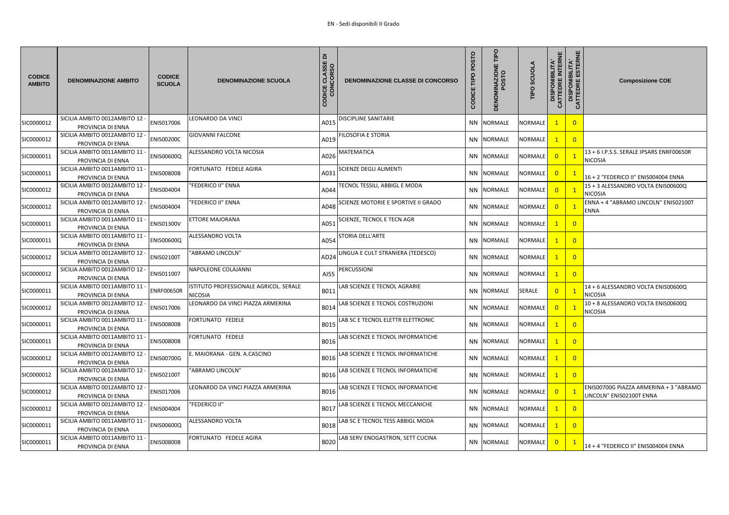EN - Sedi disponibili II Grado

| CODICE AMBITO | DENOMINAZIONE AMBITO | CODICE SCUOLA | DENOMINAZIONE SCUOLA | CODICE CLASSE DI CONCORSO | DENOMINAZIONE CLASSE DI CONCORSO | CODICE TIPO POSTO | DENOMINAZIONE TIPO POSTO | TIPO SCUOLA | DISPONIBILITA' CATTEDRE INTERNE | DISPONIBILITA' CATTEDRE ESTERNE | Composizione COE |
|---|---|---|---|---|---|---|---|---|---|---|---|
| SIC0000012 | SICILIA AMBITO 0012AMBITO 12 - PROVINCIA DI ENNA | ENIS017006 | LEONARDO DA VINCI | A015 | DISCIPLINE SANITARIE | NN | NORMALE | NORMALE | 1 | 0 | |
| SIC0000012 | SICILIA AMBITO 0012AMBITO 12 - PROVINCIA DI ENNA | ENIS00200C | GIOVANNI FALCONE | A019 | FILOSOFIA E STORIA | NN | NORMALE | NORMALE | 1 | 0 | |
| SIC0000011 | SICILIA AMBITO 0011AMBITO 11 - PROVINCIA DI ENNA | ENIS00600Q | ALESSANDRO VOLTA NICOSIA | A026 | MATEMATICA | NN | NORMALE | NORMALE | 0 | 1 | 13 + 6 I.P.S.S. SERALE IPSARS ENRF00650R NICOSIA |
| SIC0000011 | SICILIA AMBITO 0011AMBITO 11 - PROVINCIA DI ENNA | ENIS00800B | FORTUNATO FEDELE AGIRA | A031 | SCIENZE DEGLI ALIMENTI | NN | NORMALE | NORMALE | 0 | 1 | 16 + 2 "FEDERICO II" ENIS004004 ENNA |
| SIC0000012 | SICILIA AMBITO 0012AMBITO 12 - PROVINCIA DI ENNA | ENIS004004 | "FEDERICO II" ENNA | A044 | TECNOL TESSILI, ABBIGL E MODA | NN | NORMALE | NORMALE | 0 | 1 | 15 + 3 ALESSANDRO VOLTA ENIS00600Q NICOSIA |
| SIC0000012 | SICILIA AMBITO 0012AMBITO 12 - PROVINCIA DI ENNA | ENIS004004 | "FEDERICO II" ENNA | A048 | SCIENZE MOTORIE E SPORTIVE II GRADO | NN | NORMALE | NORMALE | 0 | 1 | ENNA + 4 "ABRAMO LINCOLN" ENIS02100T ENNA |
| SIC0000011 | SICILIA AMBITO 0011AMBITO 11 - PROVINCIA DI ENNA | ENIS01300V | ETTORE MAJORANA | A051 | SCIENZE, TECNOL E TECN AGR | NN | NORMALE | NORMALE | 1 | 0 | |
| SIC0000011 | SICILIA AMBITO 0011AMBITO 11 - PROVINCIA DI ENNA | ENIS00600Q | ALESSANDRO VOLTA | A054 | STORIA DELL'ARTE | NN | NORMALE | NORMALE | 1 | 0 | |
| SIC0000012 | SICILIA AMBITO 0012AMBITO 12 - PROVINCIA DI ENNA | ENIS02100T | "ABRAMO LINCOLN" | AD24 | LINGUA E CULT STRANIERA (TEDESCO) | NN | NORMALE | NORMALE | 1 | 0 | |
| SIC0000012 | SICILIA AMBITO 0012AMBITO 12 - PROVINCIA DI ENNA | ENIS011007 | NAPOLEONE COLAJANNI | AI55 | PERCUSSIONI | NN | NORMALE | NORMALE | 1 | 0 | |
| SIC0000011 | SICILIA AMBITO 0011AMBITO 11 - PROVINCIA DI ENNA | ENRF00650R | ISTITUTO PROFESSIONALE AGRICOL. SERALE NICOSIA | B011 | LAB SCIENZE E TECNOL AGRARIE | NN | NORMALE | SERALE | 0 | 1 | 14 + 6 ALESSANDRO VOLTA ENIS00600Q NICOSIA |
| SIC0000012 | SICILIA AMBITO 0012AMBITO 12 - PROVINCIA DI ENNA | ENIS017006 | LEONARDO DA VINCI PIAZZA ARMERINA | B014 | LAB SCIENZE E TECNOL COSTRUZIONI | NN | NORMALE | NORMALE | 0 | 1 | 10 + 8 ALESSANDRO VOLTA ENIS00600Q NICOSIA |
| SIC0000011 | SICILIA AMBITO 0011AMBITO 11 - PROVINCIA DI ENNA | ENIS00800B | FORTUNATO FEDELE | B015 | LAB SC E TECNOL ELETTR ELETTRONIC | NN | NORMALE | NORMALE | 1 | 0 | |
| SIC0000011 | SICILIA AMBITO 0011AMBITO 11 - PROVINCIA DI ENNA | ENIS00800B | FORTUNATO FEDELE | B016 | LAB SCIENZE E TECNOL INFORMATICHE | NN | NORMALE | NORMALE | 1 | 0 | |
| SIC0000012 | SICILIA AMBITO 0012AMBITO 12 - PROVINCIA DI ENNA | ENIS00700G | E. MAIORANA - GEN. A.CASCINO | B016 | LAB SCIENZE E TECNOL INFORMATICHE | NN | NORMALE | NORMALE | 1 | 0 | |
| SIC0000012 | SICILIA AMBITO 0012AMBITO 12 - PROVINCIA DI ENNA | ENIS02100T | "ABRAMO LINCOLN" | B016 | LAB SCIENZE E TECNOL INFORMATICHE | NN | NORMALE | NORMALE | 1 | 0 | |
| SIC0000012 | SICILIA AMBITO 0012AMBITO 12 - PROVINCIA DI ENNA | ENIS017006 | LEONARDO DA VINCI PIAZZA ARMERINA | B016 | LAB SCIENZE E TECNOL INFORMATICHE | NN | NORMALE | NORMALE | 0 | 1 | ENIS00700G PIAZZA ARMERINA + 3 "ABRAMO LINCOLN" ENIS02100T ENNA |
| SIC0000012 | SICILIA AMBITO 0012AMBITO 12 - PROVINCIA DI ENNA | ENIS004004 | "FEDERICO II" | B017 | LAB SCIENZE E TECNOL MECCANICHE | NN | NORMALE | NORMALE | 1 | 0 | |
| SIC0000011 | SICILIA AMBITO 0011AMBITO 11 - PROVINCIA DI ENNA | ENIS00600Q | ALESSANDRO VOLTA | B018 | LAB SC E TECNOL TESS ABBIGL MODA | NN | NORMALE | NORMALE | 1 | 0 | |
| SIC0000011 | SICILIA AMBITO 0011AMBITO 11 - PROVINCIA DI ENNA | ENIS00800B | FORTUNATO FEDELE AGIRA | B020 | LAB SERV ENOGASTRON, SETT CUCINA | NN | NORMALE | NORMALE | 0 | 1 | 14 + 4 "FEDERICO II" ENIS004004 ENNA |